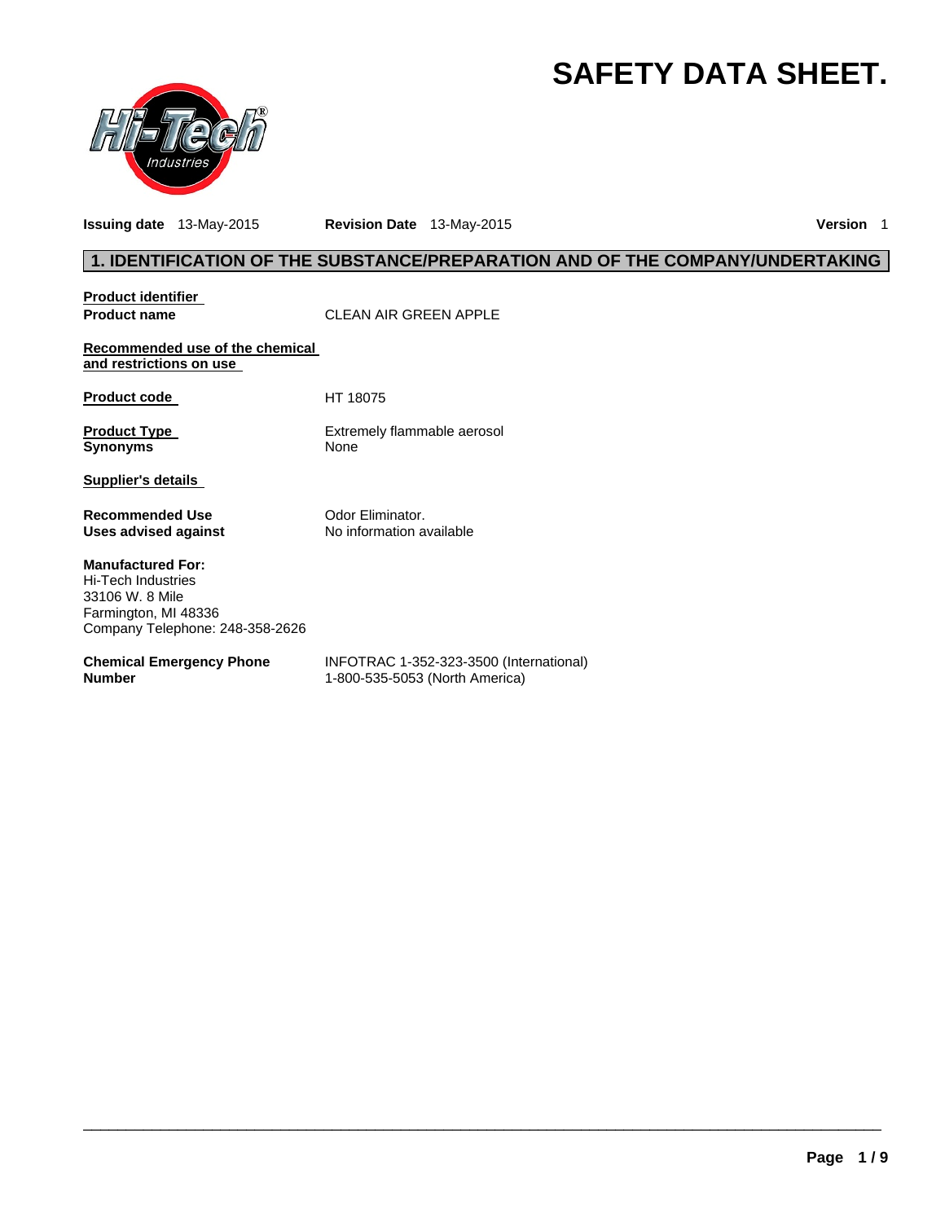# SAFETY DATA SHEET.

**Issuing date** 13-May-2015 **Revision Date** 13-May-2015 **Version** 1

## 1. IDENTIFICATION OF THE SUBSTANCE/PREPARATION AND OF THE COMPANY/UNDERTAKING

**Product identifier**

**Product name** CLEAN AIR GREEN APPLE

**Recommended use of the chemical and restrictions on use**

**Product code** HT 18075

**Product Type** Extremely flammable aerosol

**Synonyms** None

**Supplier's details**

**Recommended Use** Odor Eliminator.

**Uses advised against** No information available

**Manufactured For:**
Hi-Tech Industries
33106 W. 8 Mile
Farmington, MI 48336
Company Telephone: 248-358-2626

**Chemical Emergency Phone Number** INFOTRAC 1-352-323-3500 (International)
1-800-535-5053 (North America)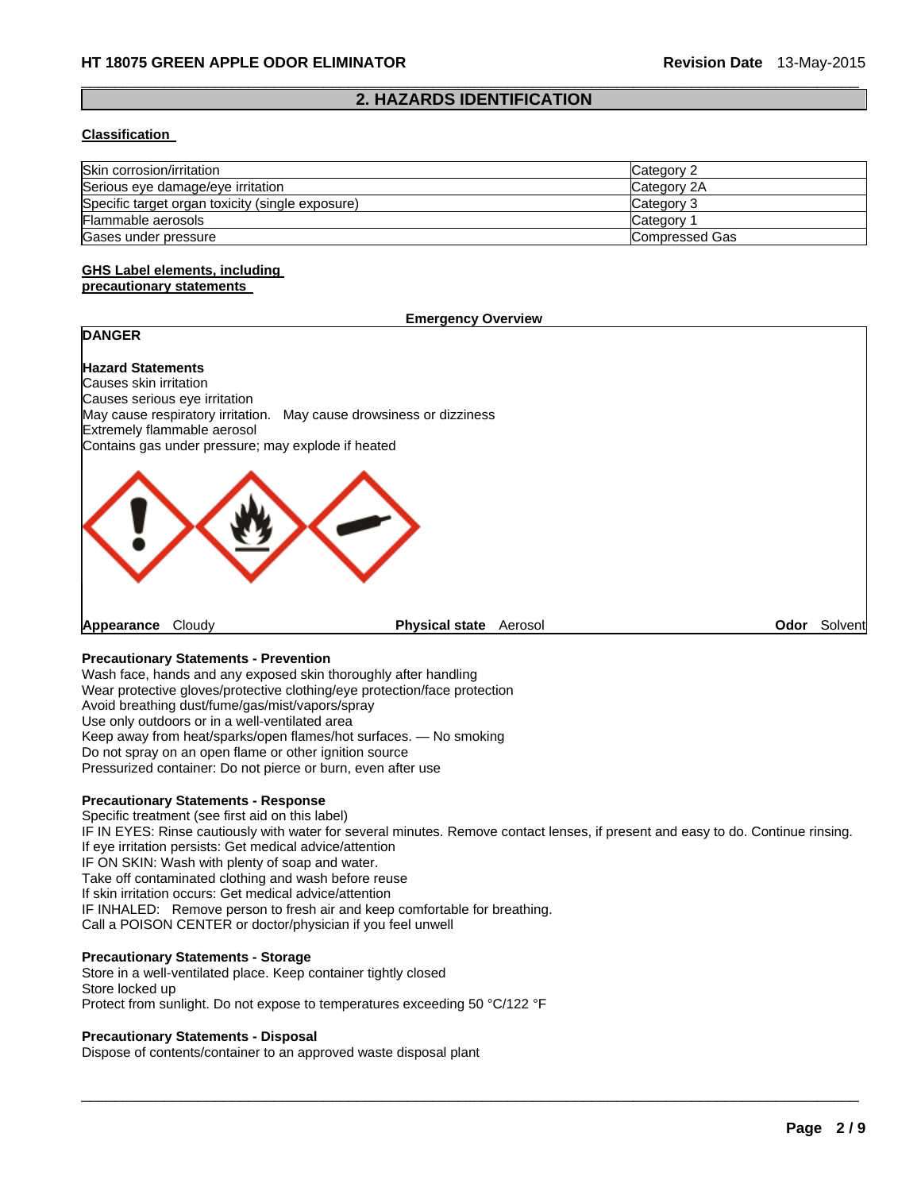## 2. HAZARDS IDENTIFICATION

**Classification**

| | |
|---|---|
| Skin corrosion/irritation | Category 2 |
| Serious eye damage/eye irritation | Category 2A |
| Specific target organ toxicity (single exposure) | Category 3 |
| Flammable aerosols | Category 1 |
| Gases under pressure | Compressed Gas |

**GHS Label elements, including precautionary statements**

**Emergency Overview**

**DANGER**

**Hazard Statements**
Causes skin irritation
Causes serious eye irritation
May cause respiratory irritation. May cause drowsiness or dizziness
Extremely flammable aerosol
Contains gas under pressure; may explode if heated

**Appearance** Cloudy **Physical state** Aerosol **Odor** Solvent

**Precautionary Statements - Prevention**
Wash face, hands and any exposed skin thoroughly after handling
Wear protective gloves/protective clothing/eye protection/face protection
Avoid breathing dust/fume/gas/mist/vapors/spray
Use only outdoors or in a well-ventilated area
Keep away from heat/sparks/open flames/hot surfaces. — No smoking
Do not spray on an open flame or other ignition source
Pressurized container: Do not pierce or burn, even after use

**Precautionary Statements - Response**
Specific treatment (see first aid on this label)
IF IN EYES: Rinse cautiously with water for several minutes. Remove contact lenses, if present and easy to do. Continue rinsing.
If eye irritation persists: Get medical advice/attention
IF ON SKIN: Wash with plenty of soap and water.
Take off contaminated clothing and wash before reuse
If skin irritation occurs: Get medical advice/attention
IF INHALED: Remove person to fresh air and keep comfortable for breathing.
Call a POISON CENTER or doctor/physician if you feel unwell

**Precautionary Statements - Storage**
Store in a well-ventilated place. Keep container tightly closed
Store locked up
Protect from sunlight. Do not expose to temperatures exceeding 50 °C/122 °F

**Precautionary Statements - Disposal**
Dispose of contents/container to an approved waste disposal plant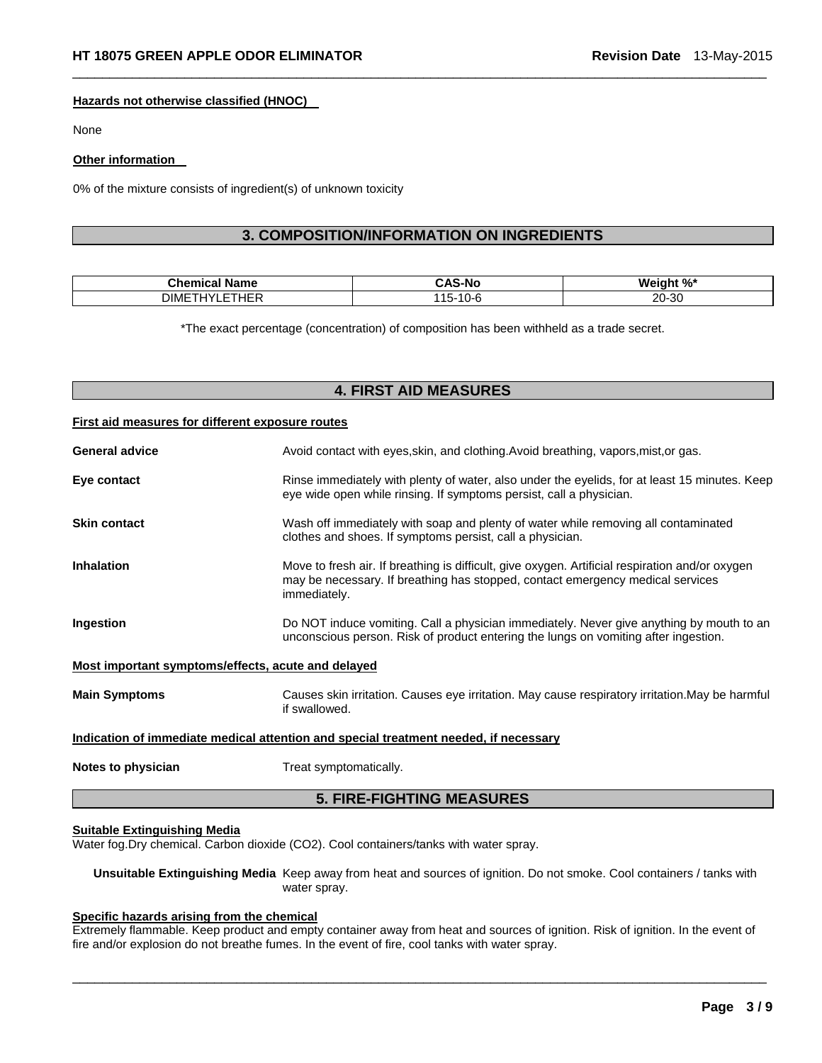#### Hazards not otherwise classified (HNOC)

None

#### Other information

0% of the mixture consists of ingredient(s) of unknown toxicity

## 3. COMPOSITION/INFORMATION ON INGREDIENTS

| Chemical Name | CAS-No | Weight %* |
| --- | --- | --- |
| DIMETHYLETHER | 115-10-6 | 20-30 |

*The exact percentage (concentration) of composition has been withheld as a trade secret.

## 4. FIRST AID MEASURES

#### First aid measures for different exposure routes

**General advice** Avoid contact with eyes,skin, and clothing.Avoid breathing, vapors,mist,or gas.

**Eye contact** Rinse immediately with plenty of water, also under the eyelids, for at least 15 minutes. Keep eye wide open while rinsing. If symptoms persist, call a physician.

**Skin contact** Wash off immediately with soap and plenty of water while removing all contaminated clothes and shoes. If symptoms persist, call a physician.

**Inhalation** Move to fresh air. If breathing is difficult, give oxygen. Artificial respiration and/or oxygen may be necessary. If breathing has stopped, contact emergency medical services immediately.

**Ingestion** Do NOT induce vomiting. Call a physician immediately. Never give anything by mouth to an unconscious person. Risk of product entering the lungs on vomiting after ingestion.

#### Most important symptoms/effects, acute and delayed

**Main Symptoms** Causes skin irritation. Causes eye irritation. May cause respiratory irritation.May be harmful if swallowed.

#### Indication of immediate medical attention and special treatment needed, if necessary

**Notes to physician** Treat symptomatically.

## 5. FIRE-FIGHTING MEASURES

#### Suitable Extinguishing Media

Water fog.Dry chemical. Carbon dioxide ($CO_2$). Cool containers/tanks with water spray.

**Unsuitable Extinguishing Media** Keep away from heat and sources of ignition. Do not smoke. Cool containers / tanks with water spray.

#### Specific hazards arising from the chemical

Extremely flammable. Keep product and empty container away from heat and sources of ignition. Risk of ignition. In the event of fire and/or explosion do not breathe fumes. In the event of fire, cool tanks with water spray.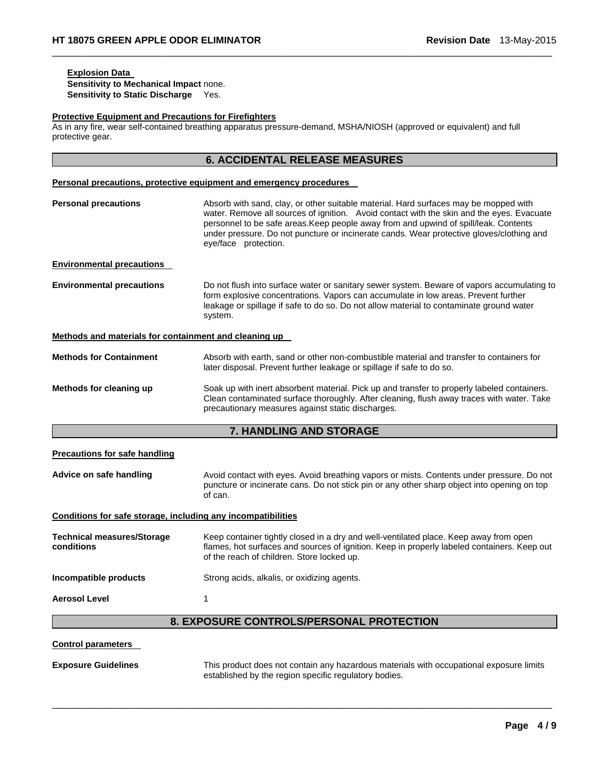**Explosion Data**

**Sensitivity to Mechanical Impact** none.

**Sensitivity to Static Discharge** Yes.

**Protective Equipment and Precautions for Firefighters**

As in any fire, wear self-contained breathing apparatus pressure-demand, MSHA/NIOSH (approved or equivalent) and full protective gear.

## 6. ACCIDENTAL RELEASE MEASURES

**Personal precautions, protective equipment and emergency procedures**

**Personal precautions** Absorb with sand, clay, or other suitable material. Hard surfaces may be mopped with water. Remove all sources of ignition. Avoid contact with the skin and the eyes. Evacuate personnel to be safe areas.Keep people away from and upwind of spill/leak. Contents under pressure. Do not puncture or incinerate cands. Wear protective gloves/clothing and eye/face protection.

**Environmental precautions**

**Environmental precautions** Do not flush into surface water or sanitary sewer system. Beware of vapors accumulating to form explosive concentrations. Vapors can accumulate in low areas. Prevent further leakage or spillage if safe to do so. Do not allow material to contaminate ground water system.

**Methods and materials for containment and cleaning up**

**Methods for Containment** Absorb with earth, sand or other non-combustible material and transfer to containers for later disposal. Prevent further leakage or spillage if safe to do so.

**Methods for cleaning up** Soak up with inert absorbent material. Pick up and transfer to properly labeled containers. Clean contaminated surface thoroughly. After cleaning, flush away traces with water. Take precautionary measures against static discharges.

## 7. HANDLING AND STORAGE

**Precautions for safe handling**

**Advice on safe handling** Avoid contact with eyes. Avoid breathing vapors or mists. Contents under pressure. Do not puncture or incinerate cans. Do not stick pin or any other sharp object into opening on top of can.

**Conditions for safe storage, including any incompatibilities**

**Technical measures/Storage conditions** Keep container tightly closed in a dry and well-ventilated place. Keep away from open flames, hot surfaces and sources of ignition. Keep in properly labeled containers. Keep out of the reach of children. Store locked up.

**Incompatible products** Strong acids, alkalis, or oxidizing agents.

**Aerosol Level** 1

## 8. EXPOSURE CONTROLS/PERSONAL PROTECTION

**Control parameters**

**Exposure Guidelines** This product does not contain any hazardous materials with occupational exposure limits established by the region specific regulatory bodies.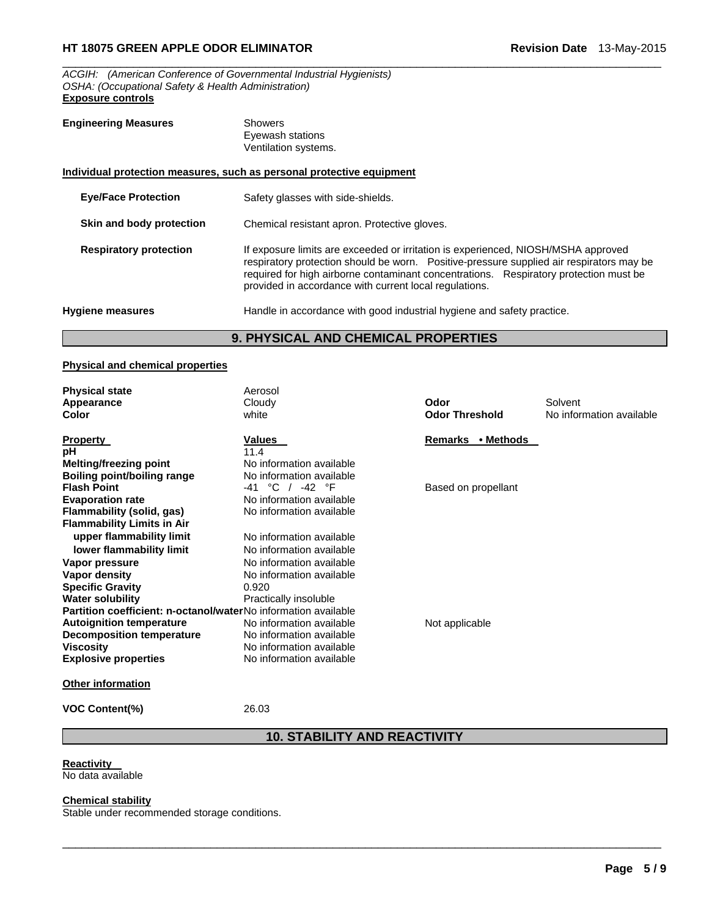*ACGIH: (American Conference of Governmental Industrial Hygienists)*
*OSHA: (Occupational Safety & Health Administration)*

**Exposure controls**

**Engineering Measures** Showers
Eyewash stations
Ventilation systems.

**Individual protection measures, such as personal protective equipment**

**Eye/Face Protection** Safety glasses with side-shields.

**Skin and body protection** Chemical resistant apron. Protective gloves.

**Respiratory protection** If exposure limits are exceeded or irritation is experienced, NIOSH/MSHA approved respiratory protection should be worn. Positive-pressure supplied air respirators may be required for high airborne contaminant concentrations. Respiratory protection must be provided in accordance with current local regulations.

**Hygiene measures** Handle in accordance with good industrial hygiene and safety practice.

## 9. PHYSICAL AND CHEMICAL PROPERTIES

**Physical and chemical properties**

| | | | |
|---|---|---|---|
| **Physical state** | Aerosol | | |
| **Appearance** | Cloudy | **Odor** | Solvent |
| **Color** | white | **Odor Threshold** | No information available |

| Property | Values | Remarks • Methods |
|---|---|---|
| **pH** | 11.4 | |
| **Melting/freezing point** | No information available | |
| **Boiling point/boiling range** | No information available | |
| **Flash Point** | -41 °C / -42 °F | Based on propellant |
| **Evaporation rate** | No information available | |
| **Flammability (solid, gas)** | No information available | |
| **Flammability Limits in Air** | | |
| **upper flammability limit** | No information available | |
| **lower flammability limit** | No information available | |
| **Vapor pressure** | No information available | |
| **Vapor density** | No information available | |
| **Specific Gravity** | 0.920 | |
| **Water solubility** | Practically insoluble | |
| **Partition coefficient: n-octanol/water** | No information available | |
| **Autoignition temperature** | No information available | Not applicable |
| **Decomposition temperature** | No information available | |
| **Viscosity** | No information available | |
| **Explosive properties** | No information available | |

**Other information**

**VOC Content(%)** 26.03

## 10. STABILITY AND REACTIVITY

**Reactivity**
No data available

**Chemical stability**
Stable under recommended storage conditions.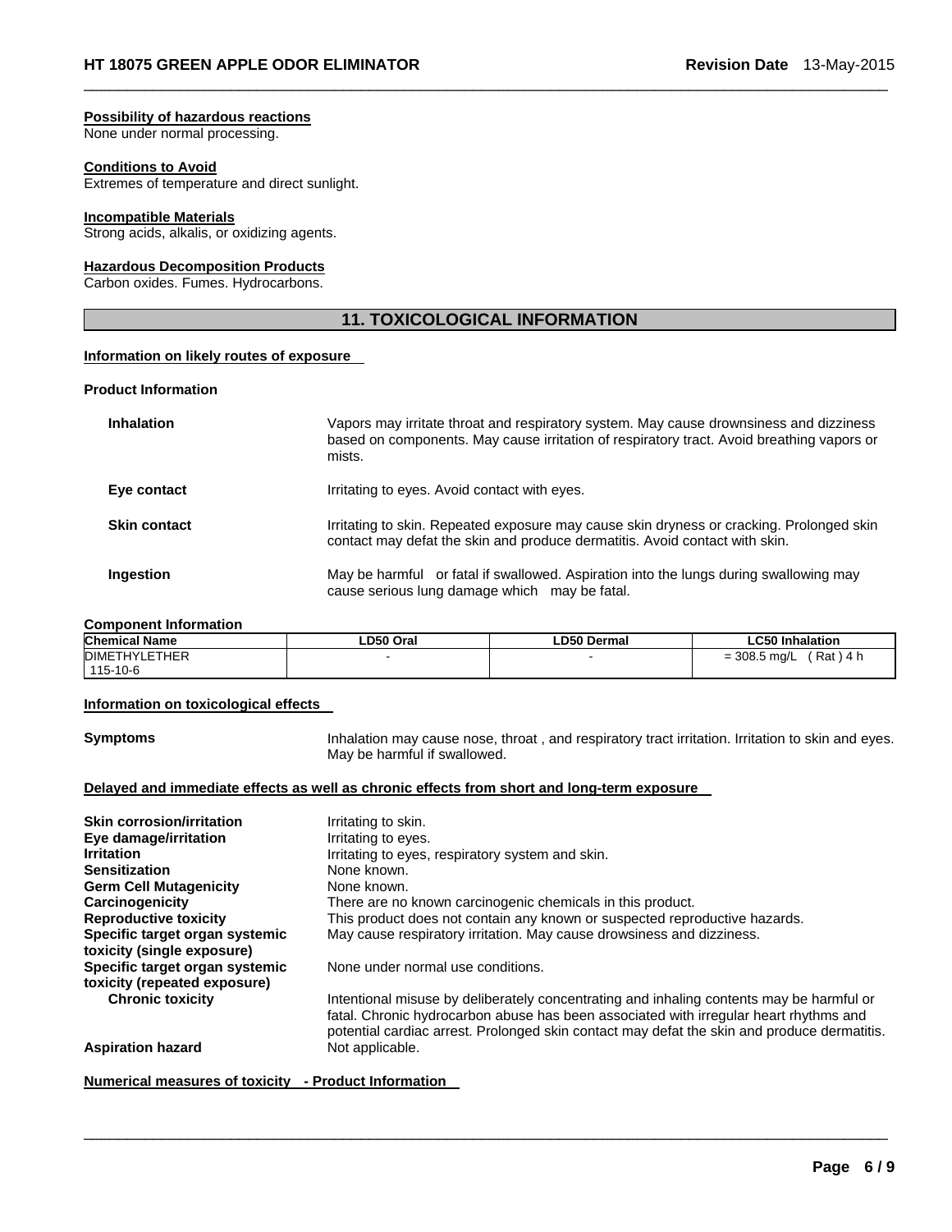**Possibility of hazardous reactions**
None under normal processing.

**Conditions to Avoid**
Extremes of temperature and direct sunlight.

**Incompatible Materials**
Strong acids, alkalis, or oxidizing agents.

**Hazardous Decomposition Products**
Carbon oxides. Fumes. Hydrocarbons.

## 11. TOXICOLOGICAL INFORMATION

**Information on likely routes of exposure**

**Product Information**

**Inhalation** Vapors may irritate throat and respiratory system. May cause drownsiness and dizziness based on components. May cause irritation of respiratory tract. Avoid breathing vapors or mists.

**Eye contact** Irritating to eyes. Avoid contact with eyes.

**Skin contact** Irritating to skin. Repeated exposure may cause skin dryness or cracking. Prolonged skin contact may defat the skin and produce dermatitis. Avoid contact with skin.

**Ingestion** May be harmful or fatal if swallowed. Aspiration into the lungs during swallowing may cause serious lung damage which may be fatal.

**Component Information**

| Chemical Name | LD50 Oral | LD50 Dermal | LC50 Inhalation |
|---|---|---|---|
| DIMETHYLETHER 115-10-6 | - | - | = 308.5 mg/L ( Rat ) 4 h |

**Information on toxicological effects**

**Symptoms** Inhalation may cause nose, throat , and respiratory tract irritation. Irritation to skin and eyes. May be harmful if swallowed.

**Delayed and immediate effects as well as chronic effects from short and long-term exposure**

**Skin corrosion/irritation** Irritating to skin.
**Eye damage/irritation** Irritating to eyes.
**Irritation** Irritating to eyes, respiratory system and skin.
**Sensitization** None known.
**Germ Cell Mutagenicity** None known.
**Carcinogenicity** There are no known carcinogenic chemicals in this product.
**Reproductive toxicity** This product does not contain any known or suspected reproductive hazards.
**Specific target organ systemic toxicity (single exposure)** May cause respiratory irritation. May cause drowsiness and dizziness.
**Specific target organ systemic toxicity (repeated exposure)** None under normal use conditions.
**Chronic toxicity** Intentional misuse by deliberately concentrating and inhaling contents may be harmful or fatal. Chronic hydrocarbon abuse has been associated with irregular heart rhythms and potential cardiac arrest. Prolonged skin contact may defat the skin and produce dermatitis.
**Aspiration hazard** Not applicable.

**Numerical measures of toxicity - Product Information**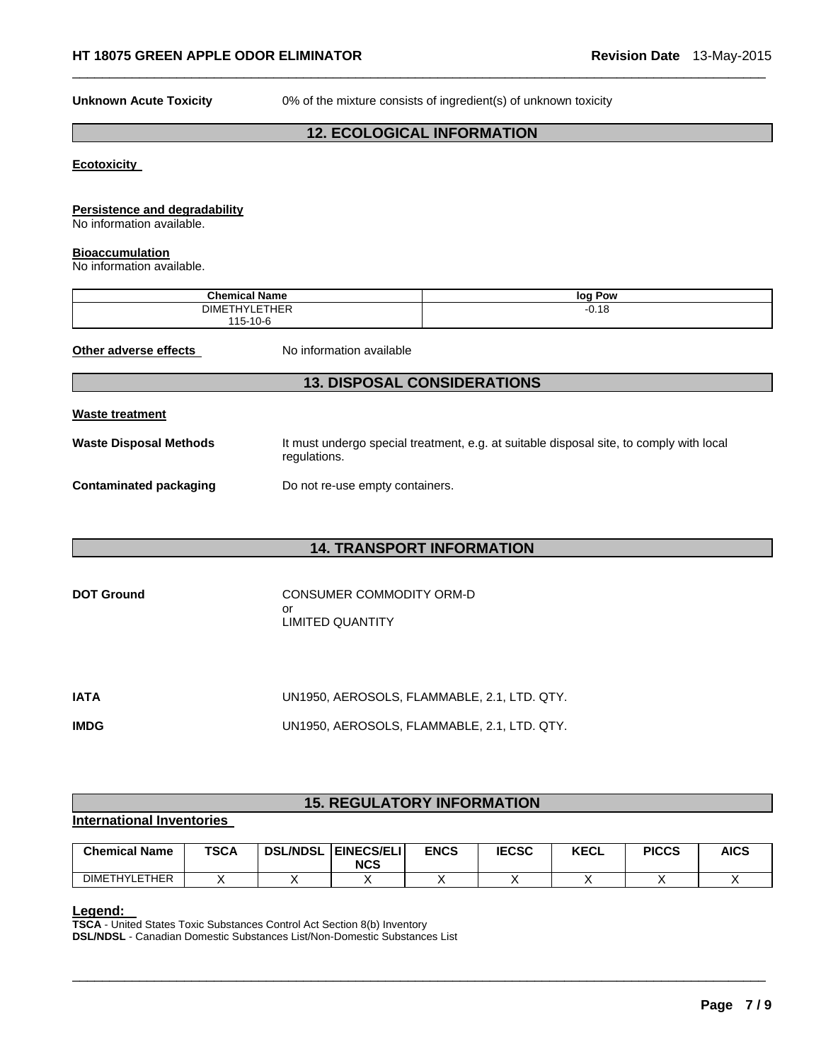**Unknown Acute Toxicity** 0% of the mixture consists of ingredient(s) of unknown toxicity

## 12. ECOLOGICAL INFORMATION

**Ecotoxicity**

**Persistence and degradability**
No information available.

**Bioaccumulation**
No information available.

| Chemical Name | log Pow |
|---|---|
| DIMETHYLETHER<br>115-10-6 | -0.18 |

**Other adverse effects** No information available

## 13. DISPOSAL CONSIDERATIONS

**Waste treatment**

**Waste Disposal Methods** It must undergo special treatment, e.g. at suitable disposal site, to comply with local regulations.

**Contaminated packaging** Do not re-use empty containers.

## 14. TRANSPORT INFORMATION

**DOT Ground** CONSUMER COMMODITY ORM-D
or
LIMITED QUANTITY

**IATA** UN1950, AEROSOLS, FLAMMABLE, 2.1, LTD. QTY.

**IMDG** UN1950, AEROSOLS, FLAMMABLE, 2.1, LTD. QTY.

## 15. REGULATORY INFORMATION

**International Inventories**

| Chemical Name | TSCA | DSL/NDSL | EINECS/ELINCS | ENCS | IECSC | KECL | PICCS | AICS |
|---|---|---|---|---|---|---|---|---|
| DIMETHYLETHER | X | X | X | X | X | X | X | X |

**Legend:**
**TSCA** - United States Toxic Substances Control Act Section 8(b) Inventory
**DSL/NDSL** - Canadian Domestic Substances List/Non-Domestic Substances List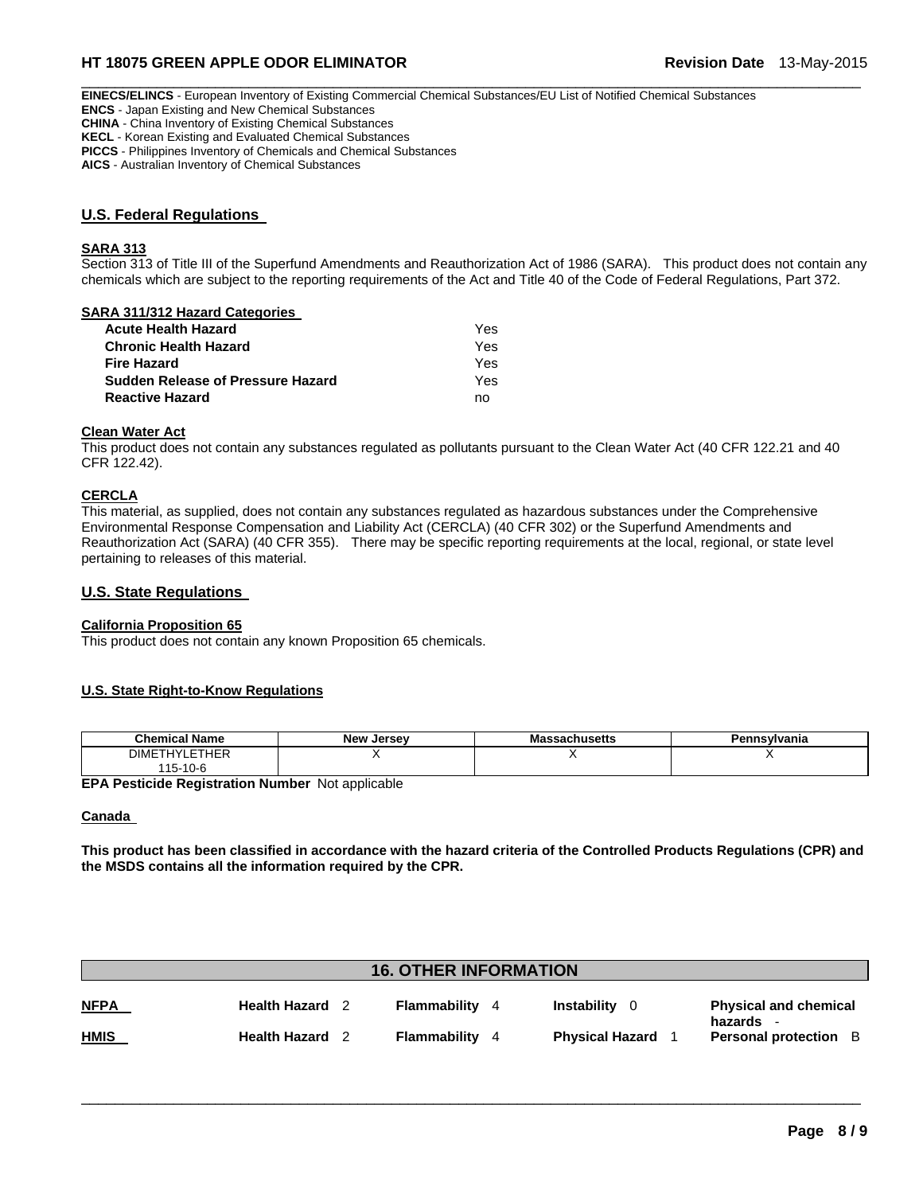**EINECS/ELINCS** - European Inventory of Existing Commercial Chemical Substances/EU List of Notified Chemical Substances
**ENCS** - Japan Existing and New Chemical Substances
**CHINA** - China Inventory of Existing Chemical Substances
**KECL** - Korean Existing and Evaluated Chemical Substances
**PICCS** - Philippines Inventory of Chemicals and Chemical Substances
**AICS** - Australian Inventory of Chemical Substances

## U.S. Federal Regulations

### SARA 313

Section 313 of Title III of the Superfund Amendments and Reauthorization Act of 1986 (SARA). This product does not contain any chemicals which are subject to the reporting requirements of the Act and Title 40 of the Code of Federal Regulations, Part 372.

### SARA 311/312 Hazard Categories

| | |
|---|---|
| **Acute Health Hazard** | Yes |
| **Chronic Health Hazard** | Yes |
| **Fire Hazard** | Yes |
| **Sudden Release of Pressure Hazard** | Yes |
| **Reactive Hazard** | no |

### Clean Water Act

This product does not contain any substances regulated as pollutants pursuant to the Clean Water Act (40 CFR 122.21 and 40 CFR 122.42).

### CERCLA

This material, as supplied, does not contain any substances regulated as hazardous substances under the Comprehensive Environmental Response Compensation and Liability Act (CERCLA) (40 CFR 302) or the Superfund Amendments and Reauthorization Act (SARA) (40 CFR 355). There may be specific reporting requirements at the local, regional, or state level pertaining to releases of this material.

## U.S. State Regulations

### California Proposition 65

This product does not contain any known Proposition 65 chemicals.

### U.S. State Right-to-Know Regulations

| Chemical Name | New Jersey | Massachusetts | Pennsylvania |
|---|---|---|---|
| DIMETHYLETHER 115-10-6 | X | X | X |

**EPA Pesticide Registration Number** Not applicable

### Canada

**This product has been classified in accordance with the hazard criteria of the Controlled Products Regulations (CPR) and the MSDS contains all the information required by the CPR.**

## 16. OTHER INFORMATION

| | | | | |
|---|---|---|---|---|
| **NFPA** | **Health Hazard** 2 | **Flammability** 4 | **Instability** 0 | **Physical and chemical hazards** - |
| **HMIS** | **Health Hazard** 2 | **Flammability** 4 | **Physical Hazard** 1 | **Personal protection** B |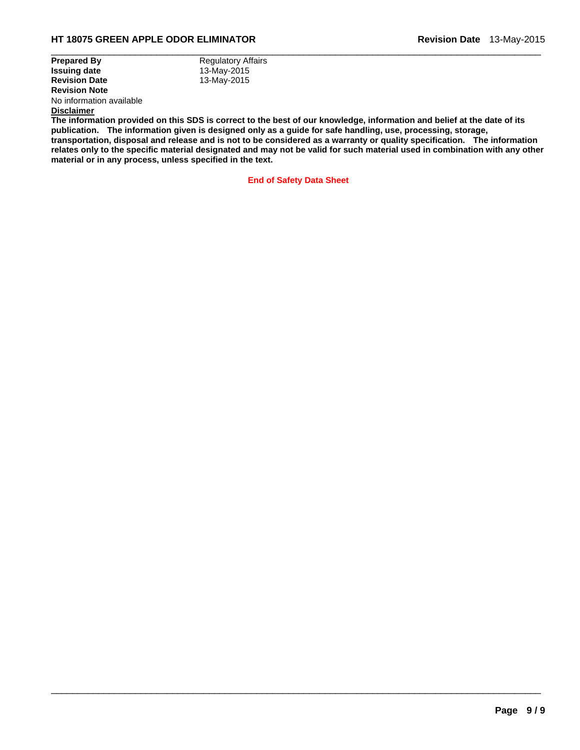| | |
|---|---|
| **Prepared By** | Regulatory Affairs |
| **Issuing date** | 13-May-2015 |
| **Revision Date** | 13-May-2015 |

**Revision Note**

No information available

**Disclaimer**

**The information provided on this SDS is correct to the best of our knowledge, information and belief at the date of its publication. The information given is designed only as a guide for safe handling, use, processing, storage, transportation, disposal and release and is not to be considered as a warranty or quality specification. The information relates only to the specific material designated and may not be valid for such material used in combination with any other material or in any process, unless specified in the text.**

**End of Safety Data Sheet**